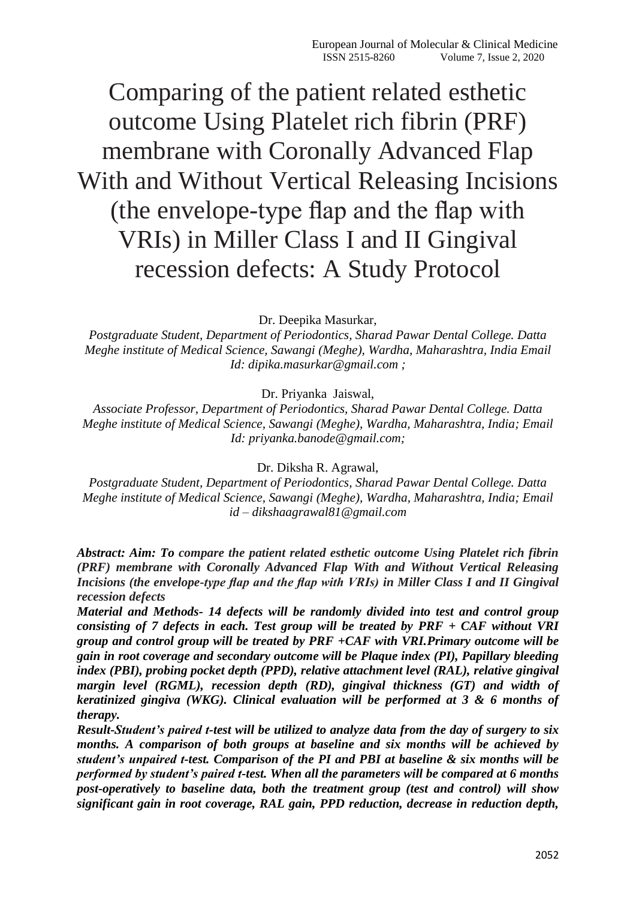# Comparing of the patient related esthetic outcome Using Platelet rich fibrin (PRF) membrane with Coronally Advanced Flap With and Without Vertical Releasing Incisions (the envelope-type flap and the flap with VRIs) in Miller Class I and II Gingival recession defects: A Study Protocol

Dr. Deepika Masurkar,

*Postgraduate Student, Department of Periodontics, Sharad Pawar Dental College. Datta Meghe institute of Medical Science, Sawangi (Meghe), Wardha, Maharashtra, India Email Id: dipika.masurkar@gmail.com ;*

Dr. Priyanka Jaiswal,

*Associate Professor, Department of Periodontics, Sharad Pawar Dental College. Datta Meghe institute of Medical Science, Sawangi (Meghe), Wardha, Maharashtra, India; Email Id: priyanka.banode@gmail.com;*

Dr. Diksha R. Agrawal,

*Postgraduate Student, Department of Periodontics, Sharad Pawar Dental College. Datta Meghe institute of Medical Science, Sawangi (Meghe), Wardha, Maharashtra, India; Email id – dikshaagrawal81@gmail.com*

***Abstract: Aim: To compare the patient related esthetic outcome Using Platelet rich fibrin (PRF) membrane with Coronally Advanced Flap With and Without Vertical Releasing Incisions (the envelope-type flap and the flap with VRIs) in Miller Class I and II Gingival recession defects***

***Material and Methods- 14 defects will be randomly divided into test and control group consisting of 7 defects in each. Test group will be treated by PRF + CAF without VRI group and control group will be treated by PRF +CAF with VRI.Primary outcome will be gain in root coverage and secondary outcome will be Plaque index (PI), Papillary bleeding index (PBI), probing pocket depth (PPD), relative attachment level (RAL), relative gingival margin level (RGML), recession depth (RD), gingival thickness (GT) and width of keratinized gingiva (WKG). Clinical evaluation will be performed at 3 & 6 months of therapy.***

***Result-Student's paired t-test will be utilized to analyze data from the day of surgery to six months. A comparison of both groups at baseline and six months will be achieved by student's unpaired t-test. Comparison of the PI and PBI at baseline & six months will be performed by student's paired t-test. When all the parameters will be compared at 6 months post-operatively to baseline data, both the treatment group (test and control) will show significant gain in root coverage, RAL gain, PPD reduction, decrease in reduction depth,***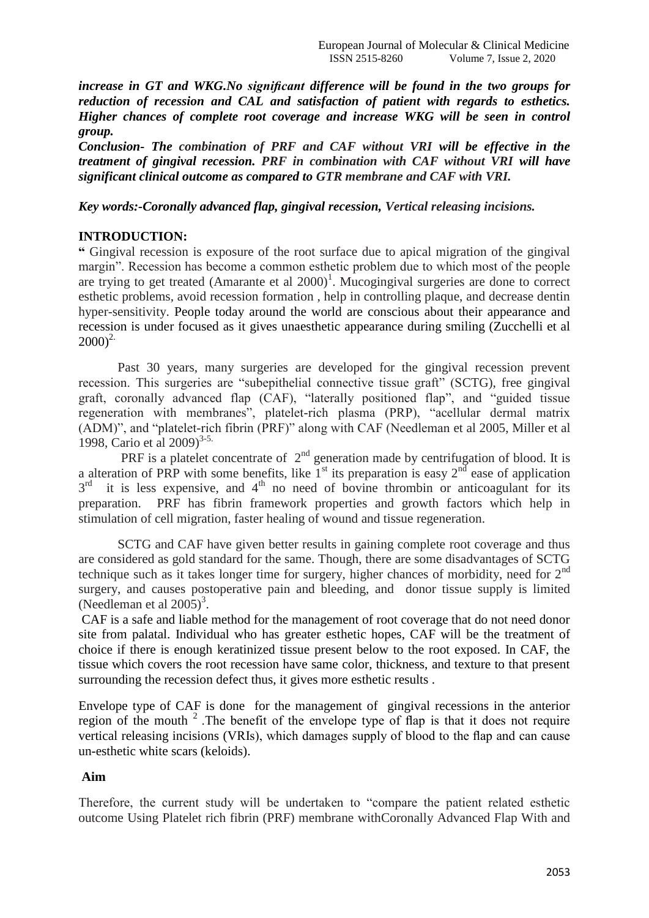***increase in GT and WKG.No significant difference will be found in the two groups for reduction of recession and CAL and satisfaction of patient with regards to esthetics. Higher chances of complete root coverage and increase WKG will be seen in control group.***

***Conclusion- The combination of PRF and CAF without VRI will be effective in the treatment of gingival recession. PRF in combination with CAF without VRI will have significant clinical outcome as compared to GTR membrane and CAF with VRI.***

***Key words:-Coronally advanced flap, gingival recession, Vertical releasing incisions.***

## INTRODUCTION:

" Gingival recession is exposure of the root surface due to apical migration of the gingival margin". Recession has become a common esthetic problem due to which most of the people are trying to get treated (Amarante et al 2000)[1]. Mucogingival surgeries are done to correct esthetic problems, avoid recession formation , help in controlling plaque, and decrease dentin hyper-sensitivity. People today around the world are conscious about their appearance and recession is under focused as it gives unaesthetic appearance during smiling (Zucchelli et al 2000)[2.]

Past 30 years, many surgeries are developed for the gingival recession prevent recession. This surgeries are "subepithelial connective tissue graft" (SCTG), free gingival graft, coronally advanced flap (CAF), "laterally positioned flap", and "guided tissue regeneration with membranes", platelet-rich plasma (PRP), "acellular dermal matrix (ADM)", and "platelet-rich fibrin (PRF)" along with CAF (Needleman et al 2005, Miller et al 1998, Cario et al 2009)[3-5.]

PRF is a platelet concentrate of 2[nd] generation made by centrifugation of blood. It is a alteration of PRP with some benefits, like 1[st] its preparation is easy 2[nd] ease of application 3[rd] it is less expensive, and 4[th] no need of bovine thrombin or anticoagulant for its preparation. PRF has fibrin framework properties and growth factors which help in stimulation of cell migration, faster healing of wound and tissue regeneration.

SCTG and CAF have given better results in gaining complete root coverage and thus are considered as gold standard for the same. Though, there are some disadvantages of SCTG technique such as it takes longer time for surgery, higher chances of morbidity, need for 2[nd] surgery, and causes postoperative pain and bleeding, and donor tissue supply is limited (Needleman et al 2005)[3].

CAF is a safe and liable method for the management of root coverage that do not need donor site from palatal. Individual who has greater esthetic hopes, CAF will be the treatment of choice if there is enough keratinized tissue present below to the root exposed. In CAF, the tissue which covers the root recession have same color, thickness, and texture to that present surrounding the recession defect thus, it gives more esthetic results .

Envelope type of CAF is done for the management of gingival recessions in the anterior region of the mouth [2] .The benefit of the envelope type of flap is that it does not require vertical releasing incisions (VRIs), which damages supply of blood to the flap and can cause un-esthetic white scars (keloids).

### Aim

Therefore, the current study will be undertaken to "compare the patient related esthetic outcome Using Platelet rich fibrin (PRF) membrane withCoronally Advanced Flap With and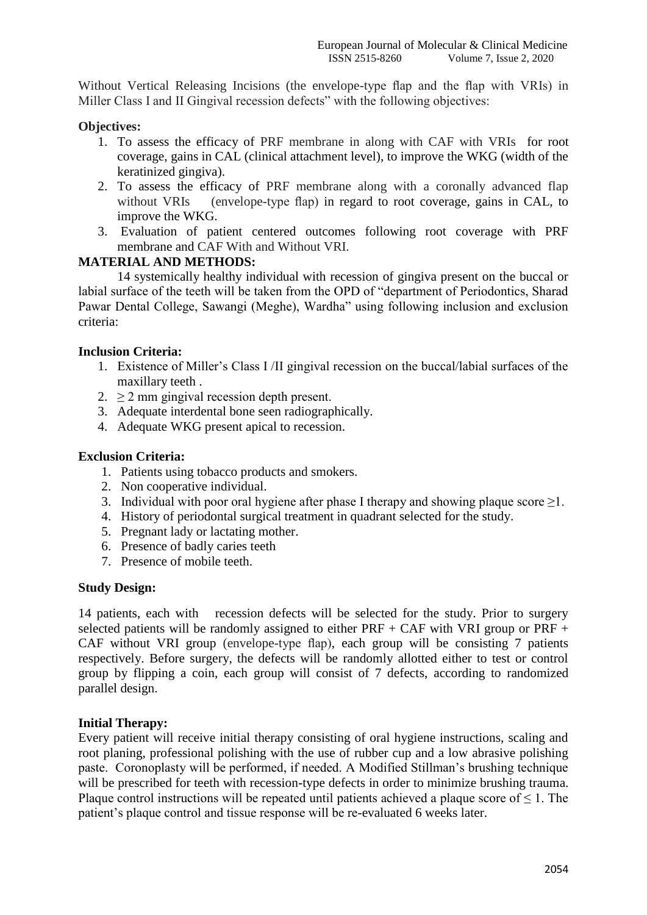Without Vertical Releasing Incisions (the envelope-type flap and the flap with VRIs) in Miller Class I and II Gingival recession defects" with the following objectives:

**Objectives:**

1. To assess the efficacy of PRF membrane in along with CAF with VRIs for root coverage, gains in CAL (clinical attachment level), to improve the WKG (width of the keratinized gingiva).
2. To assess the efficacy of PRF membrane along with a coronally advanced flap without VRIs (envelope-type flap) in regard to root coverage, gains in CAL, to improve the WKG.
3. Evaluation of patient centered outcomes following root coverage with PRF membrane and CAF With and Without VRI.

**MATERIAL AND METHODS:**

14 systemically healthy individual with recession of gingiva present on the buccal or labial surface of the teeth will be taken from the OPD of "department of Periodontics, Sharad Pawar Dental College, Sawangi (Meghe), Wardha" using following inclusion and exclusion criteria:

**Inclusion Criteria:**

1. Existence of Miller's Class I /II gingival recession on the buccal/labial surfaces of the maxillary teeth .
2. $\geq 2$ mm gingival recession depth present.
3. Adequate interdental bone seen radiographically.
4. Adequate WKG present apical to recession.

**Exclusion Criteria:**

1. Patients using tobacco products and smokers.
2. Non cooperative individual.
3. Individual with poor oral hygiene after phase I therapy and showing plaque score $\geq 1$.
4. History of periodontal surgical treatment in quadrant selected for the study.
5. Pregnant lady or lactating mother.
6. Presence of badly caries teeth
7. Presence of mobile teeth.

**Study Design:**

14 patients, each with recession defects will be selected for the study. Prior to surgery selected patients will be randomly assigned to either PRF + CAF with VRI group or PRF + CAF without VRI group (envelope-type flap), each group will be consisting 7 patients respectively. Before surgery, the defects will be randomly allotted either to test or control group by flipping a coin, each group will consist of 7 defects, according to randomized parallel design.

**Initial Therapy:**

Every patient will receive initial therapy consisting of oral hygiene instructions, scaling and root planing, professional polishing with the use of rubber cup and a low abrasive polishing paste. Coronoplasty will be performed, if needed. A Modified Stillman's brushing technique will be prescribed for teeth with recession-type defects in order to minimize brushing trauma. Plaque control instructions will be repeated until patients achieved a plaque score of $\leq 1$. The patient's plaque control and tissue response will be re-evaluated 6 weeks later.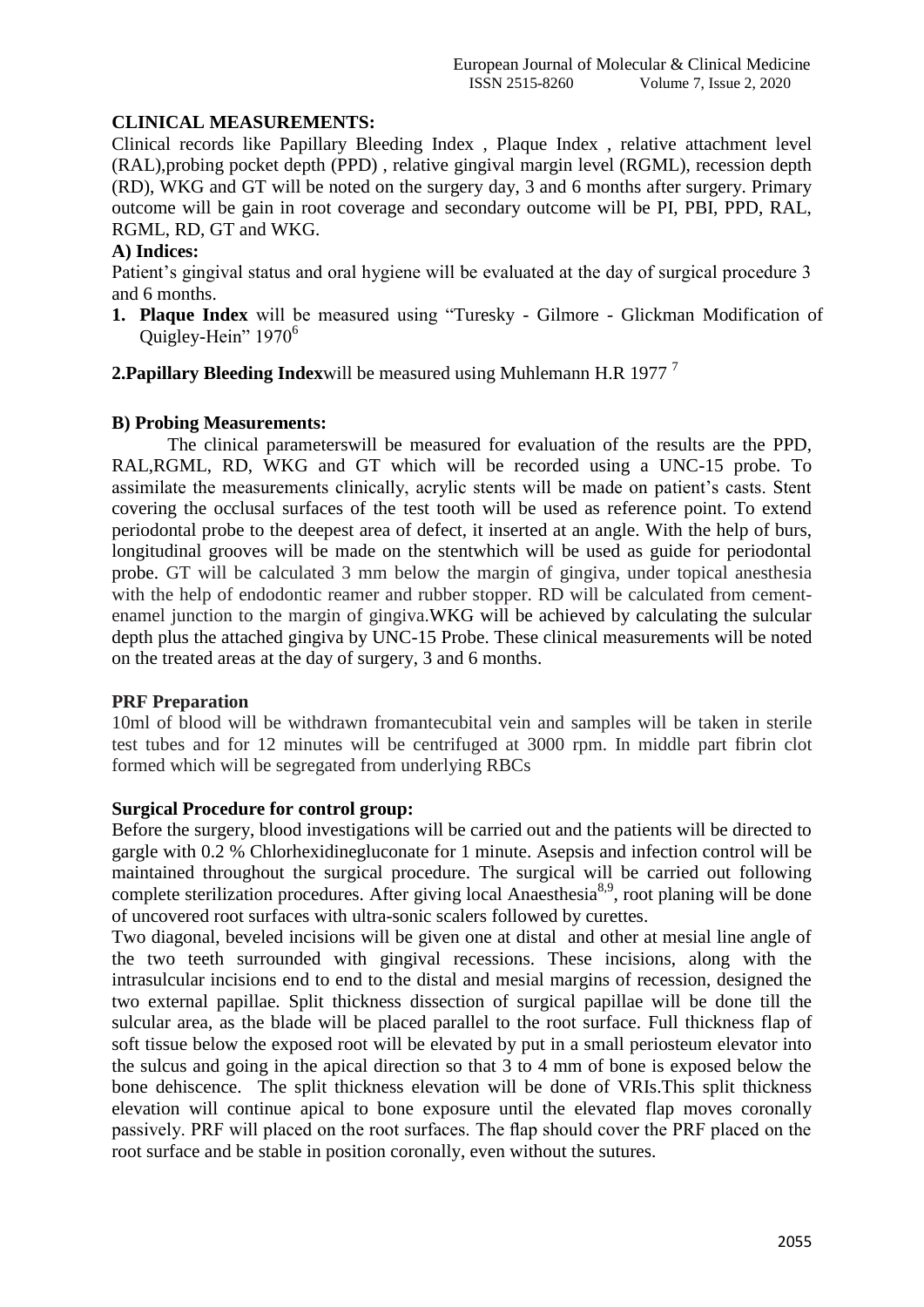**CLINICAL MEASUREMENTS:**

Clinical records like Papillary Bleeding Index , Plaque Index , relative attachment level (RAL),probing pocket depth (PPD) , relative gingival margin level (RGML), recession depth (RD), WKG and GT will be noted on the surgery day, 3 and 6 months after surgery. Primary outcome will be gain in root coverage and secondary outcome will be PI, PBI, PPD, RAL, RGML, RD, GT and WKG.

**A) Indices:**

Patient's gingival status and oral hygiene will be evaluated at the day of surgical procedure 3 and 6 months.

1. **Plaque Index** will be measured using "Turesky - Gilmore - Glickman Modification of Quigley-Hein" 1970[6]

**2.Papillary Bleeding Index**will be measured using Muhlemann H.R 1977 [7]

**B) Probing Measurements:**

The clinical parameterswill be measured for evaluation of the results are the PPD, RAL,RGML, RD, WKG and GT which will be recorded using a UNC-15 probe. To assimilate the measurements clinically, acrylic stents will be made on patient's casts. Stent covering the occlusal surfaces of the test tooth will be used as reference point. To extend periodontal probe to the deepest area of defect, it inserted at an angle. With the help of burs, longitudinal grooves will be made on the stentwhich will be used as guide for periodontal probe. GT will be calculated 3 mm below the margin of gingiva, under topical anesthesia with the help of endodontic reamer and rubber stopper. RD will be calculated from cement-enamel junction to the margin of gingiva.WKG will be achieved by calculating the sulcular depth plus the attached gingiva by UNC-15 Probe. These clinical measurements will be noted on the treated areas at the day of surgery, 3 and 6 months.

**PRF Preparation**

10ml of blood will be withdrawn fromantecubital vein and samples will be taken in sterile test tubes and for 12 minutes will be centrifuged at 3000 rpm. In middle part fibrin clot formed which will be segregated from underlying RBCs

**Surgical Procedure for control group:**

Before the surgery, blood investigations will be carried out and the patients will be directed to gargle with 0.2 % Chlorhexidinegluconate for 1 minute. Asepsis and infection control will be maintained throughout the surgical procedure. The surgical will be carried out following complete sterilization procedures. After giving local Anaesthesia[8,9], root planing will be done of uncovered root surfaces with ultra-sonic scalers followed by curettes.

Two diagonal, beveled incisions will be given one at distal and other at mesial line angle of the two teeth surrounded with gingival recessions. These incisions, along with the intrasulcular incisions end to end to the distal and mesial margins of recession, designed the two external papillae. Split thickness dissection of surgical papillae will be done till the sulcular area, as the blade will be placed parallel to the root surface. Full thickness flap of soft tissue below the exposed root will be elevated by put in a small periosteum elevator into the sulcus and going in the apical direction so that 3 to 4 mm of bone is exposed below the bone dehiscence. The split thickness elevation will be done of VRIs.This split thickness elevation will continue apical to bone exposure until the elevated flap moves coronally passively. PRF will placed on the root surfaces. The flap should cover the PRF placed on the root surface and be stable in position coronally, even without the sutures.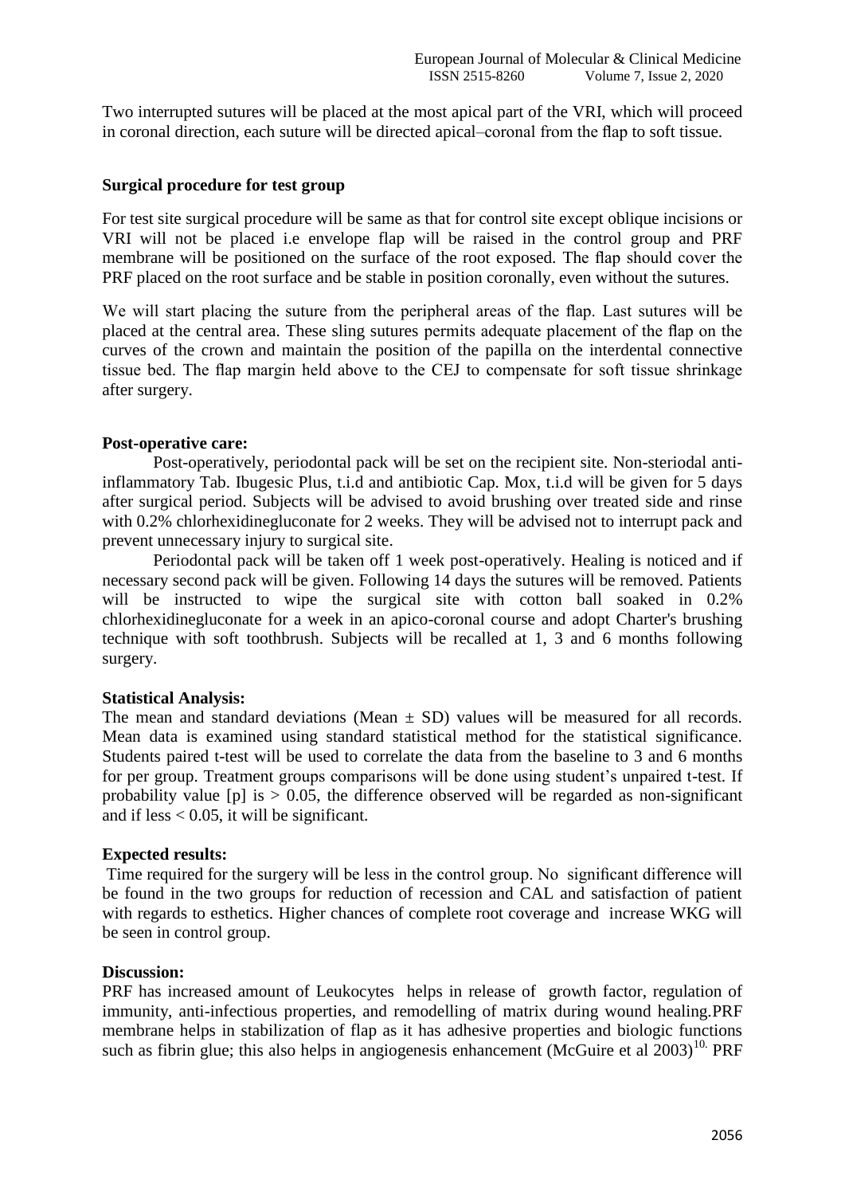Two interrupted sutures will be placed at the most apical part of the VRI, which will proceed in coronal direction, each suture will be directed apical–coronal from the flap to soft tissue.

**Surgical procedure for test group**

For test site surgical procedure will be same as that for control site except oblique incisions or VRI will not be placed i.e envelope flap will be raised in the control group and PRF membrane will be positioned on the surface of the root exposed. The flap should cover the PRF placed on the root surface and be stable in position coronally, even without the sutures.

We will start placing the suture from the peripheral areas of the flap. Last sutures will be placed at the central area. These sling sutures permits adequate placement of the flap on the curves of the crown and maintain the position of the papilla on the interdental connective tissue bed. The flap margin held above to the CEJ to compensate for soft tissue shrinkage after surgery.

**Post-operative care:**

Post-operatively, periodontal pack will be set on the recipient site. Non-steriodal anti-inflammatory Tab. Ibugesic Plus, t.i.d and antibiotic Cap. Mox, t.i.d will be given for 5 days after surgical period. Subjects will be advised to avoid brushing over treated side and rinse with 0.2% chlorhexidinegluconate for 2 weeks. They will be advised not to interrupt pack and prevent unnecessary injury to surgical site.

Periodontal pack will be taken off 1 week post-operatively. Healing is noticed and if necessary second pack will be given. Following 14 days the sutures will be removed. Patients will be instructed to wipe the surgical site with cotton ball soaked in 0.2% chlorhexidinegluconate for a week in an apico-coronal course and adopt Charter's brushing technique with soft toothbrush. Subjects will be recalled at 1, 3 and 6 months following surgery.

**Statistical Analysis:**

The mean and standard deviations (Mean $\pm$ SD) values will be measured for all records. Mean data is examined using standard statistical method for the statistical significance. Students paired t-test will be used to correlate the data from the baseline to 3 and 6 months for per group. Treatment groups comparisons will be done using student's unpaired t-test. If probability value [p] is $> 0.05$, the difference observed will be regarded as non-significant and if less $< 0.05$, it will be significant.

**Expected results:**

Time required for the surgery will be less in the control group. No significant difference will be found in the two groups for reduction of recession and CAL and satisfaction of patient with regards to esthetics. Higher chances of complete root coverage and increase WKG will be seen in control group.

**Discussion:**

PRF has increased amount of Leukocytes helps in release of growth factor, regulation of immunity, anti-infectious properties, and remodelling of matrix during wound healing.PRF membrane helps in stabilization of flap as it has adhesive properties and biologic functions such as fibrin glue; this also helps in angiogenesis enhancement (McGuire et al 2003)[10.] PRF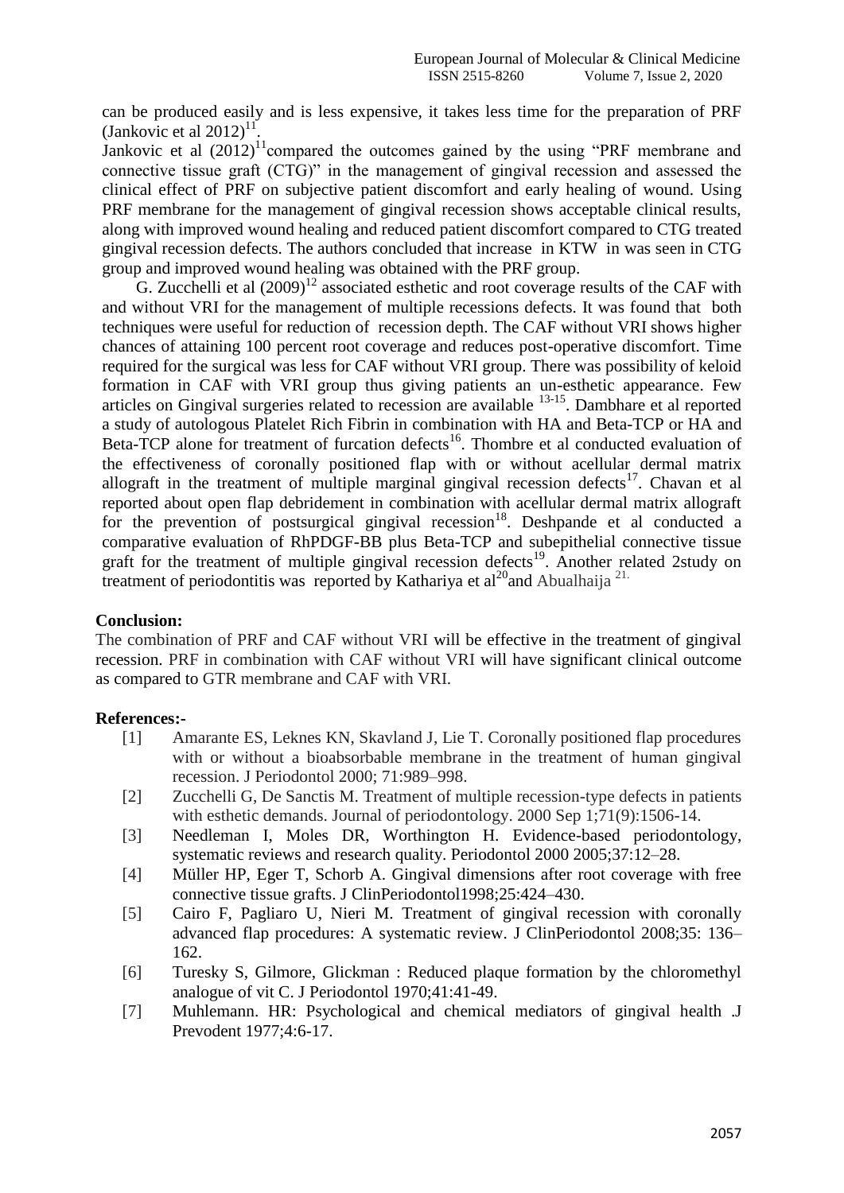can be produced easily and is less expensive, it takes less time for the preparation of PRF (Jankovic et al 2012)[11].

Jankovic et al (2012)[11]compared the outcomes gained by the using "PRF membrane and connective tissue graft (CTG)" in the management of gingival recession and assessed the clinical effect of PRF on subjective patient discomfort and early healing of wound. Using PRF membrane for the management of gingival recession shows acceptable clinical results, along with improved wound healing and reduced patient discomfort compared to CTG treated gingival recession defects. The authors concluded that increase in KTW in was seen in CTG group and improved wound healing was obtained with the PRF group.

G. Zucchelli et al (2009)[12] associated esthetic and root coverage results of the CAF with and without VRI for the management of multiple recessions defects. It was found that both techniques were useful for reduction of recession depth. The CAF without VRI shows higher chances of attaining 100 percent root coverage and reduces post-operative discomfort. Time required for the surgical was less for CAF without VRI group. There was possibility of keloid formation in CAF with VRI group thus giving patients an un-esthetic appearance. Few articles on Gingival surgeries related to recession are available [13-15]. Dambhare et al reported a study of autologous Platelet Rich Fibrin in combination with HA and Beta-TCP or HA and Beta-TCP alone for treatment of furcation defects[16]. Thombre et al conducted evaluation of the effectiveness of coronally positioned flap with or without acellular dermal matrix allograft in the treatment of multiple marginal gingival recession defects[17]. Chavan et al reported about open flap debridement in combination with acellular dermal matrix allograft for the prevention of postsurgical gingival recession[18]. Deshpande et al conducted a comparative evaluation of RhPDGF-BB plus Beta-TCP and subepithelial connective tissue graft for the treatment of multiple gingival recession defects[19]. Another related 2study on treatment of periodontitis was reported by Kathariya et al[20]and Abualhaija [21.]

**Conclusion:**

The combination of PRF and CAF without VRI will be effective in the treatment of gingival recession. PRF in combination with CAF without VRI will have significant clinical outcome as compared to GTR membrane and CAF with VRI.

**References:-**

[1] Amarante ES, Leknes KN, Skavland J, Lie T. Coronally positioned flap procedures with or without a bioabsorbable membrane in the treatment of human gingival recession. J Periodontol 2000; 71:989–998.

[2] Zucchelli G, De Sanctis M. Treatment of multiple recession-type defects in patients with esthetic demands. Journal of periodontology. 2000 Sep 1;71(9):1506-14.

[3] Needleman I, Moles DR, Worthington H. Evidence-based periodontology, systematic reviews and research quality. Periodontol 2000 2005;37:12–28.

[4] Müller HP, Eger T, Schorb A. Gingival dimensions after root coverage with free connective tissue grafts. J ClinPeriodontol1998;25:424–430.

[5] Cairo F, Pagliaro U, Nieri M. Treatment of gingival recession with coronally advanced flap procedures: A systematic review. J ClinPeriodontol 2008;35: 136–162.

[6] Turesky S, Gilmore, Glickman : Reduced plaque formation by the chloromethyl analogue of vit C. J Periodontol 1970;41:41-49.

[7] Muhlemann. HR: Psychological and chemical mediators of gingival health .J Prevodent 1977;4:6-17.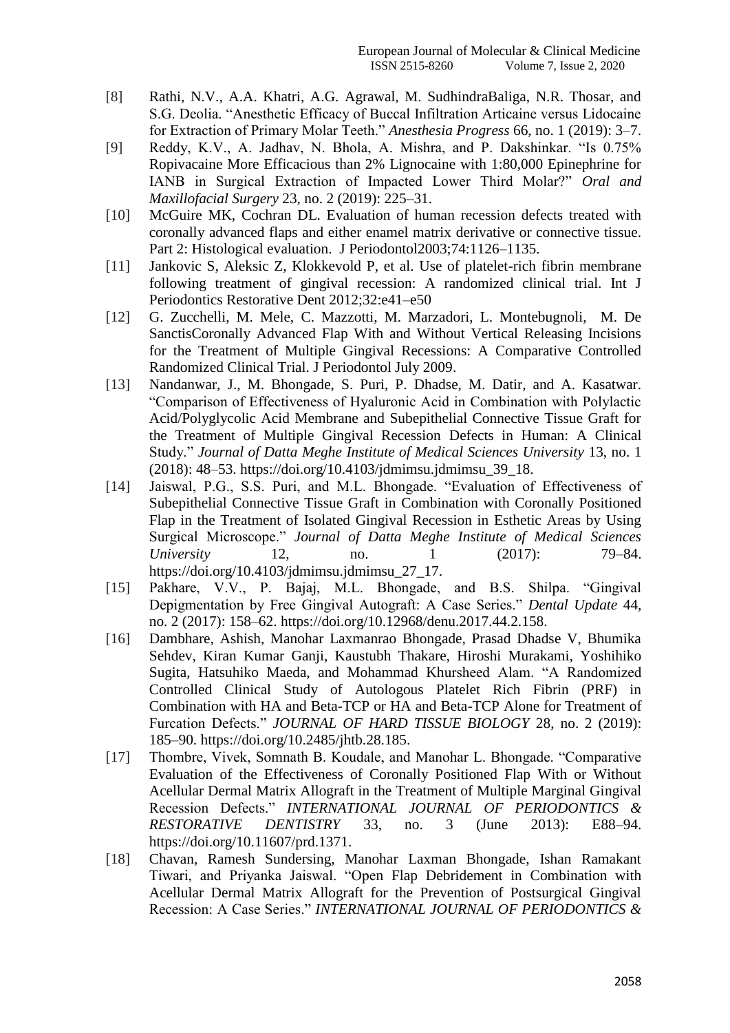[8] Rathi, N.V., A.A. Khatri, A.G. Agrawal, M. SudhindraBaliga, N.R. Thosar, and S.G. Deolia. "Anesthetic Efficacy of Buccal Infiltration Articaine versus Lidocaine for Extraction of Primary Molar Teeth." *Anesthesia Progress* 66, no. 1 (2019): 3–7.

[9] Reddy, K.V., A. Jadhav, N. Bhola, A. Mishra, and P. Dakshinkar. "Is 0.75% Ropivacaine More Efficacious than 2% Lignocaine with 1:80,000 Epinephrine for IANB in Surgical Extraction of Impacted Lower Third Molar?" *Oral and Maxillofacial Surgery* 23, no. 2 (2019): 225–31.

[10] McGuire MK, Cochran DL. Evaluation of human recession defects treated with coronally advanced flaps and either enamel matrix derivative or connective tissue. Part 2: Histological evaluation. J Periodontol2003;74:1126–1135.

[11] Jankovic S, Aleksic Z, Klokkevold P, et al. Use of platelet-rich fibrin membrane following treatment of gingival recession: A randomized clinical trial. Int J Periodontics Restorative Dent 2012;32:e41–e50

[12] G. Zucchelli, M. Mele, C. Mazzotti, M. Marzadori, L. Montebugnoli, M. De SanctisCoronally Advanced Flap With and Without Vertical Releasing Incisions for the Treatment of Multiple Gingival Recessions: A Comparative Controlled Randomized Clinical Trial. J Periodontol July 2009.

[13] Nandanwar, J., M. Bhongade, S. Puri, P. Dhadse, M. Datir, and A. Kasatwar. "Comparison of Effectiveness of Hyaluronic Acid in Combination with Polylactic Acid/Polyglycolic Acid Membrane and Subepithelial Connective Tissue Graft for the Treatment of Multiple Gingival Recession Defects in Human: A Clinical Study." *Journal of Datta Meghe Institute of Medical Sciences University* 13, no. 1 (2018): 48–53. https://doi.org/10.4103/jdmimsu.jdmimsu_39_18.

[14] Jaiswal, P.G., S.S. Puri, and M.L. Bhongade. "Evaluation of Effectiveness of Subepithelial Connective Tissue Graft in Combination with Coronally Positioned Flap in the Treatment of Isolated Gingival Recession in Esthetic Areas by Using Surgical Microscope." *Journal of Datta Meghe Institute of Medical Sciences University* 12, no. 1 (2017): 79–84. https://doi.org/10.4103/jdmimsu.jdmimsu_27_17.

[15] Pakhare, V.V., P. Bajaj, M.L. Bhongade, and B.S. Shilpa. "Gingival Depigmentation by Free Gingival Autograft: A Case Series." *Dental Update* 44, no. 2 (2017): 158–62. https://doi.org/10.12968/denu.2017.44.2.158.

[16] Dambhare, Ashish, Manohar Laxmanrao Bhongade, Prasad Dhadse V, Bhumika Sehdev, Kiran Kumar Ganji, Kaustubh Thakare, Hiroshi Murakami, Yoshihiko Sugita, Hatsuhiko Maeda, and Mohammad Khursheed Alam. "A Randomized Controlled Clinical Study of Autologous Platelet Rich Fibrin (PRF) in Combination with HA and Beta-TCP or HA and Beta-TCP Alone for Treatment of Furcation Defects." *JOURNAL OF HARD TISSUE BIOLOGY* 28, no. 2 (2019): 185–90. https://doi.org/10.2485/jhtb.28.185.

[17] Thombre, Vivek, Somnath B. Koudale, and Manohar L. Bhongade. "Comparative Evaluation of the Effectiveness of Coronally Positioned Flap With or Without Acellular Dermal Matrix Allograft in the Treatment of Multiple Marginal Gingival Recession Defects." *INTERNATIONAL JOURNAL OF PERIODONTICS & RESTORATIVE DENTISTRY* 33, no. 3 (June 2013): E88–94. https://doi.org/10.11607/prd.1371.

[18] Chavan, Ramesh Sundersing, Manohar Laxman Bhongade, Ishan Ramakant Tiwari, and Priyanka Jaiswal. "Open Flap Debridement in Combination with Acellular Dermal Matrix Allograft for the Prevention of Postsurgical Gingival Recession: A Case Series." *INTERNATIONAL JOURNAL OF PERIODONTICS &*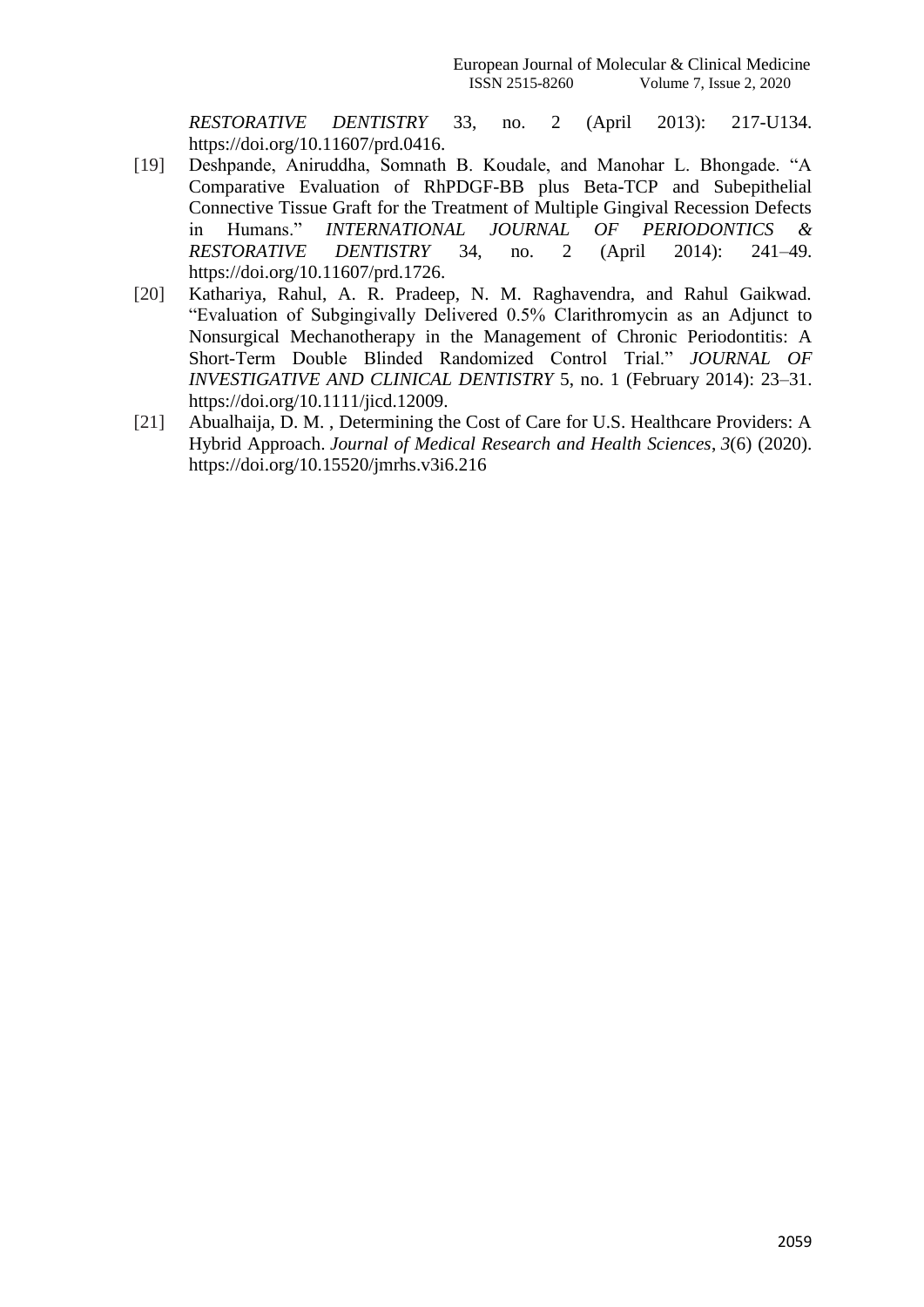*RESTORATIVE DENTISTRY* 33, no. 2 (April 2013): 217-U134. https://doi.org/10.11607/prd.0416.

[19] Deshpande, Aniruddha, Somnath B. Koudale, and Manohar L. Bhongade. "A Comparative Evaluation of RhPDGF-BB plus Beta-TCP and Subepithelial Connective Tissue Graft for the Treatment of Multiple Gingival Recession Defects in Humans." *INTERNATIONAL JOURNAL OF PERIODONTICS & RESTORATIVE DENTISTRY* 34, no. 2 (April 2014): 241–49. https://doi.org/10.11607/prd.1726.

[20] Kathariya, Rahul, A. R. Pradeep, N. M. Raghavendra, and Rahul Gaikwad. "Evaluation of Subgingivally Delivered 0.5% Clarithromycin as an Adjunct to Nonsurgical Mechanotherapy in the Management of Chronic Periodontitis: A Short-Term Double Blinded Randomized Control Trial." *JOURNAL OF INVESTIGATIVE AND CLINICAL DENTISTRY* 5, no. 1 (February 2014): 23–31. https://doi.org/10.1111/jicd.12009.

[21] Abualhaija, D. M. , Determining the Cost of Care for U.S. Healthcare Providers: A Hybrid Approach. *Journal of Medical Research and Health Sciences*, *3*(6) (2020). https://doi.org/10.15520/jmrhs.v3i6.216